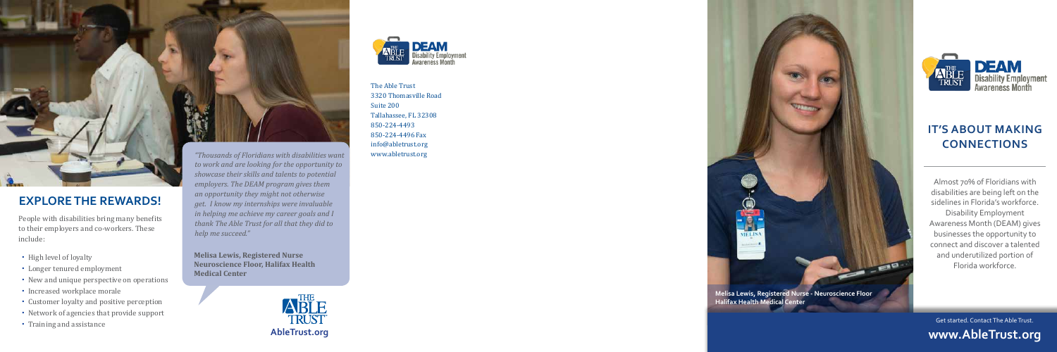## EXPLORE THE REWARDS!

People with disabilities bring many benefits to their employers and co-workers. These include:

- High level of loyalty
- Longer tenured employment
- New and unique perspective on operations
- Increased workplace morale
- Customer loyalty and positive perception
- Network of agencies that provide support
- Training and assistance

*"Thousands of Floridians with disabilities want to work and are looking for the opportunity to showcase their skills and talents to potential employers. The DEAM program gives them an opportunity they might not otherwise get. I know my internships were invaluable in helping me achieve my career goals and I thank The Able Trust for all that they did to help me succeed."*

**Melisa Lewis, Registered Nurse Neuroscience Floor, Halifax Health Medical Center**

AbleTrust.org

DEAM Disability Employment Awareness Month

The Able Trust
3320 Thomasville Road
Suite 200
Tallahassee, FL 32308
850-224-4493
850-224-4496 Fax
info@abletrust.org
www.abletrust.org

**Melisa Lewis, Registered Nurse - Neuroscience Floor Halifax Health Medical Center**

DEAM Disability Employment Awareness Month

## IT'S ABOUT MAKING CONNECTIONS

Almost 70% of Floridians with disabilities are being left on the sidelines in Florida's workforce. Disability Employment Awareness Month (DEAM) gives businesses the opportunity to connect and discover a talented and underutilized portion of Florida workforce.

Get started. Contact The Able Trust.

**www.AbleTrust.org**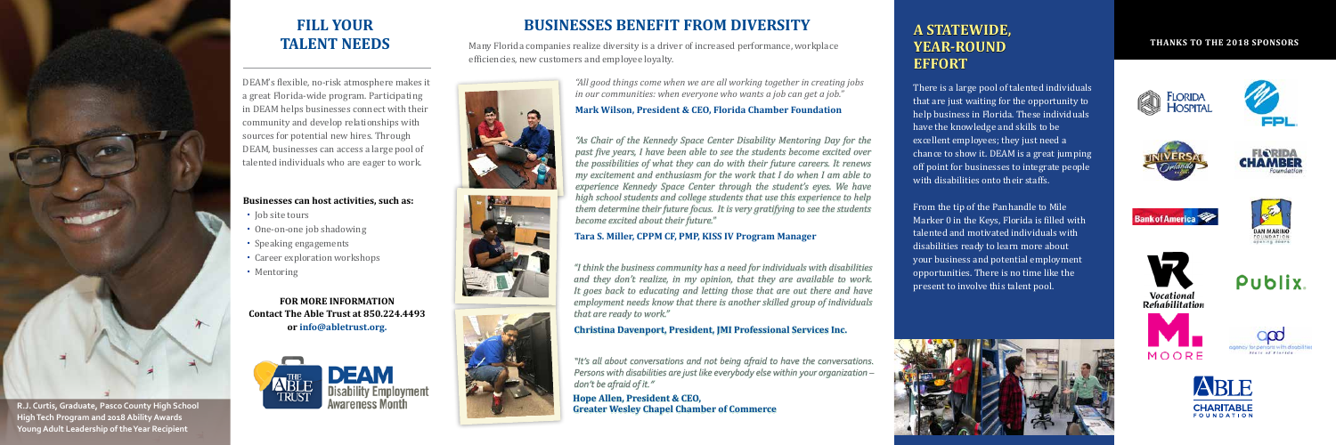R.J. Curtis, Graduate, Pasco County High School High Tech Program and 2018 Ability Awards Young Adult Leadership of the Year Recipient

## FILL YOUR TALENT NEEDS

DEAM's flexible, no-risk atmosphere makes it a great Florida-wide program. Participating in DEAM helps businesses connect with their community and develop relationships with sources for potential new hires. Through DEAM, businesses can access a large pool of talented individuals who are eager to work.

**Businesses can host activities, such as:**

- Job site tours
- One-on-one job shadowing
- Speaking engagements
- Career exploration workshops
- Mentoring

**FOR MORE INFORMATION**
**Contact The Able Trust at 850.224.4493 or info@abletrust.org.**

The Able Trust DEAM Disability Employment Awareness Month

## BUSINESSES BENEFIT FROM DIVERSITY

Many Florida companies realize diversity is a driver of increased performance, workplace efficiencies, new customers and employee loyalty.

*"All good things come when we are all working together in creating jobs in our communities: when everyone who wants a job can get a job."*

**Mark Wilson, President & CEO, Florida Chamber Foundation**

*"As Chair of the Kennedy Space Center Disability Mentoring Day for the past five years, I have been able to see the students become excited over the possibilities of what they can do with their future careers. It renews my excitement and enthusiasm for the work that I do when I am able to experience Kennedy Space Center through the student's eyes. We have high school students and college students that use this experience to help them determine their future focus. It is very gratifying to see the students become excited about their future."*

**Tara S. Miller, CPPM CF, PMP, KISS IV Program Manager**

*"I think the business community has a need for individuals with disabilities and they don't realize, in my opinion, that they are available to work. It goes back to educating and letting those that are out there and have employment needs know that there is another skilled group of individuals that are ready to work."*

**Christina Davenport, President, JMI Professional Services Inc.**

*"It's all about conversations and not being afraid to have the conversations. Persons with disabilities are just like everybody else within your organization – don't be afraid of it."*

**Hope Allen, President & CEO, Greater Wesley Chapel Chamber of Commerce**

## A STATEWIDE, YEAR-ROUND EFFORT

There is a large pool of talented individuals that are just waiting for the opportunity to help business in Florida. These individuals have the knowledge and skills to be excellent employees; they just need a chance to show it. DEAM is a great jumping off point for businesses to integrate people with disabilities onto their staffs.

From the tip of the Panhandle to Mile Marker 0 in the Keys, Florida is filled with talented and motivated individuals with disabilities ready to learn more about your business and potential employment opportunities. There is no time like the present to involve this talent pool.

**THANKS TO THE 2018 SPONSORS**

Florida Hospital
FPL
Universal Orlando
Florida Chamber Foundation
Bank of America
Dan Marino Foundation
Vocational Rehabilitation
Publix
Moore
apd agency for persons with disabilities State of Florida
Able Charitable Foundation